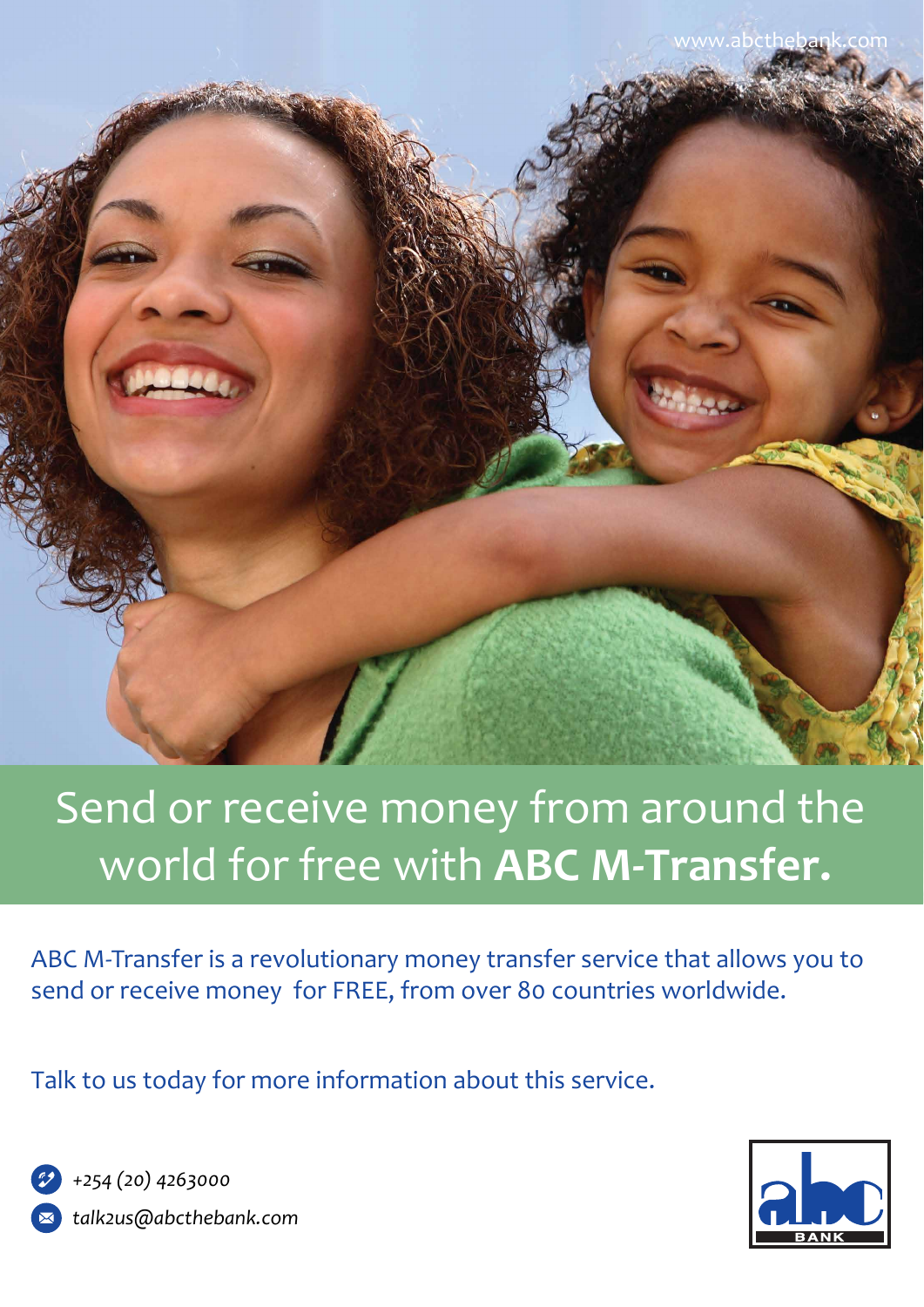www.abcthebank.com

# Send or receive money from around the world for free with **ABC M-Transfer.**

ABC M-Transfer is a revolutionary money transfer service that allows you to send or receive money for FREE, from over 80 countries worldwide.

Talk to us today for more information about this service.

*+254 (20) 4263000*

*talk2us@abcthebank.com*

abc BANK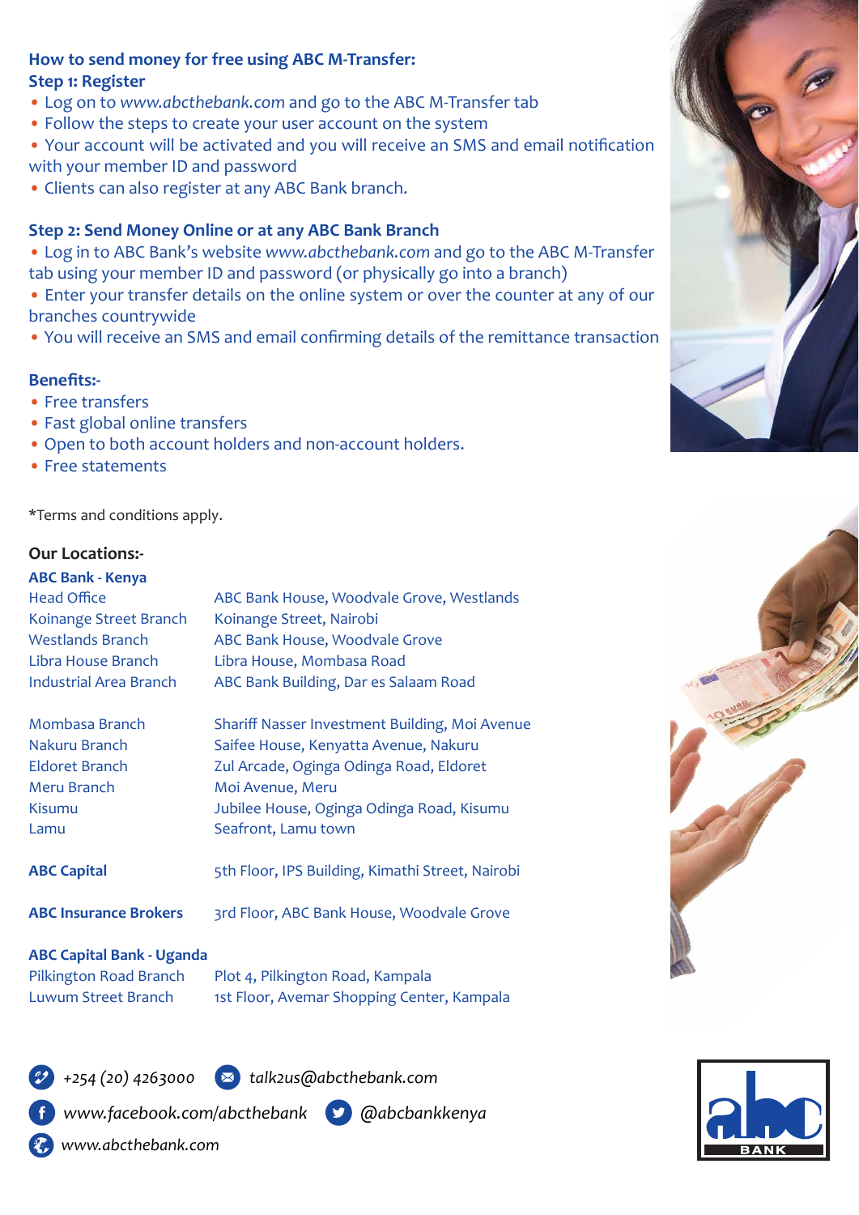## How to send money for free using ABC M-Transfer:

### Step 1: Register

- Log on to *www.abcthebank.com* and go to the ABC M-Transfer tab
- Follow the steps to create your user account on the system
- Your account will be activated and you will receive an SMS and email notification with your member ID and password
- Clients can also register at any ABC Bank branch.

### Step 2: Send Money Online or at any ABC Bank Branch

- Log in to ABC Bank's website *www.abcthebank.com* and go to the ABC M-Transfer tab using your member ID and password (or physically go into a branch)
- Enter your transfer details on the online system or over the counter at any of our branches countrywide
- You will receive an SMS and email confirming details of the remittance transaction

### Benefits:-

- Free transfers
- Fast global online transfers
- Open to both account holders and non-account holders.
- Free statements

*Terms and conditions apply.

### Our Locations:-

**ABC Bank - Kenya**

| | |
|---|---|
| Head Office | ABC Bank House, Woodvale Grove, Westlands |
| Koinange Street Branch | Koinange Street, Nairobi |
| Westlands Branch | ABC Bank House, Woodvale Grove |
| Libra House Branch | Libra House, Mombasa Road |
| Industrial Area Branch | ABC Bank Building, Dar es Salaam Road |
| Mombasa Branch | Shariff Nasser Investment Building, Moi Avenue |
| Nakuru Branch | Saifee House, Kenyatta Avenue, Nakuru |
| Eldoret Branch | Zul Arcade, Oginga Odinga Road, Eldoret |
| Meru Branch | Moi Avenue, Meru |
| Kisumu | Jubilee House, Oginga Odinga Road, Kisumu |
| Lamu | Seafront, Lamu town |
| **ABC Capital** | 5th Floor, IPS Building, Kimathi Street, Nairobi |
| **ABC Insurance Brokers** | 3rd Floor, ABC Bank House, Woodvale Grove |

**ABC Capital Bank - Uganda**

| | |
|---|---|
| Pilkington Road Branch | Plot 4, Pilkington Road, Kampala |
| Luwum Street Branch | 1st Floor, Avemar Shopping Center, Kampala |

*+254 (20) 4263000* *talk2us@abcthebank.com*

*www.facebook.com/abcthebank* *@abcbankkenya*

*www.abcthebank.com*

abc BANK